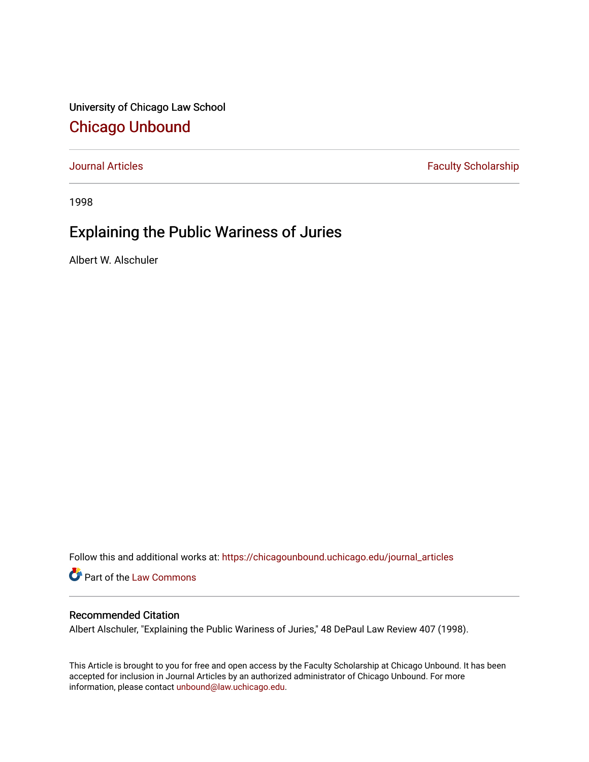University of Chicago Law School

## Chicago Unbound

Journal Articles | Faculty Scholarship

1998

# Explaining the Public Wariness of Juries

Albert W. Alschuler

Follow this and additional works at: https://chicagounbound.uchicago.edu/journal_articles

Part of the Law Commons

### Recommended Citation

Albert Alschuler, "Explaining the Public Wariness of Juries," 48 DePaul Law Review 407 (1998).

This Article is brought to you for free and open access by the Faculty Scholarship at Chicago Unbound. It has been accepted for inclusion in Journal Articles by an authorized administrator of Chicago Unbound. For more information, please contact unbound@law.uchicago.edu.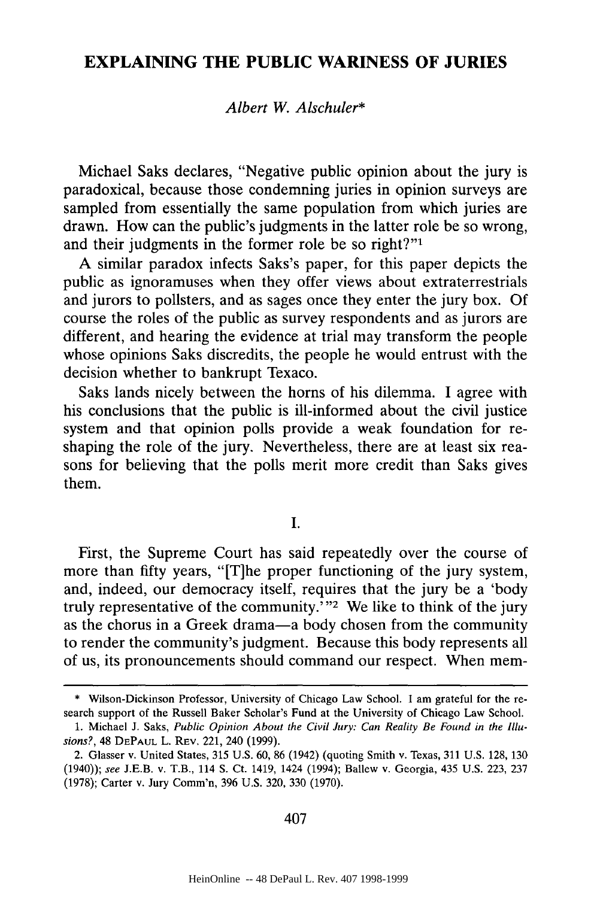# EXPLAINING THE PUBLIC WARINESS OF JURIES

*Albert W. Alschuler**

Michael Saks declares, "Negative public opinion about the jury is paradoxical, because those condemning juries in opinion surveys are sampled from essentially the same population from which juries are drawn. How can the public's judgments in the latter role be so wrong, and their judgments in the former role be so right?"[1]

A similar paradox infects Saks's paper, for this paper depicts the public as ignoramuses when they offer views about extraterrestrials and jurors to pollsters, and as sages once they enter the jury box. Of course the roles of the public as survey respondents and as jurors are different, and hearing the evidence at trial may transform the people whose opinions Saks discredits, the people he would entrust with the decision whether to bankrupt Texaco.

Saks lands nicely between the horns of his dilemma. I agree with his conclusions that the public is ill-informed about the civil justice system and that opinion polls provide a weak foundation for reshaping the role of the jury. Nevertheless, there are at least six reasons for believing that the polls merit more credit than Saks gives them.

## I.

First, the Supreme Court has said repeatedly over the course of more than fifty years, "[T]he proper functioning of the jury system, and, indeed, our democracy itself, requires that the jury be a 'body truly representative of the community.'"[2] We like to think of the jury as the chorus in a Greek drama—a body chosen from the community to render the community's judgment. Because this body represents all of us, its pronouncements should command our respect. When mem-

---

\* Wilson-Dickinson Professor, University of Chicago Law School. I am grateful for the research support of the Russell Baker Scholar's Fund at the University of Chicago Law School.

1. Michael J. Saks, *Public Opinion About the Civil Jury: Can Reality Be Found in the Illusions?*, 48 DEPAUL L. REV. 221, 240 (1999).

2. Glasser v. United States, 315 U.S. 60, 86 (1942) (quoting Smith v. Texas, 311 U.S. 128, 130 (1940)); *see* J.E.B. v. T.B., 114 S. Ct. 1419, 1424 (1994); Ballew v. Georgia, 435 U.S. 223, 237 (1978); Carter v. Jury Comm'n, 396 U.S. 320, 330 (1970).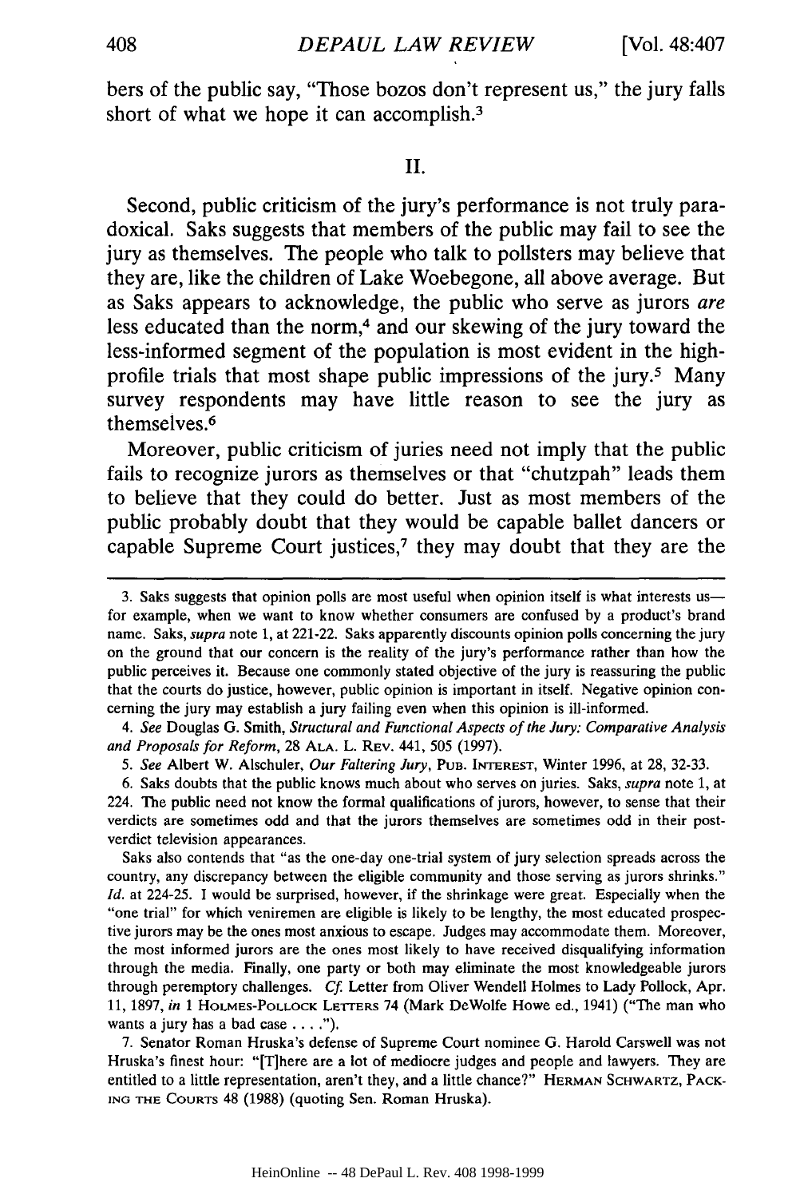bers of the public say, "Those bozos don't represent us," the jury falls short of what we hope it can accomplish.[3]

## II.

Second, public criticism of the jury's performance is not truly paradoxical. Saks suggests that members of the public may fail to see the jury as themselves. The people who talk to pollsters may believe that they are, like the children of Lake Woebegone, all above average. But as Saks appears to acknowledge, the public who serve as jurors *are* less educated than the norm,[4] and our skewing of the jury toward the less-informed segment of the population is most evident in the high-profile trials that most shape public impressions of the jury.[5] Many survey respondents may have little reason to see the jury as themselves.[6]

Moreover, public criticism of juries need not imply that the public fails to recognize jurors as themselves or that "chutzpah" leads them to believe that they could do better. Just as most members of the public probably doubt that they would be capable ballet dancers or capable Supreme Court justices,[7] they may doubt that they are the

---

3. Saks suggests that opinion polls are most useful when opinion itself is what interests us—for example, when we want to know whether consumers are confused by a product's brand name. Saks, *supra* note 1, at 221-22. Saks apparently discounts opinion polls concerning the jury on the ground that our concern is the reality of the jury's performance rather than how the public perceives it. Because one commonly stated objective of the jury is reassuring the public that the courts do justice, however, public opinion is important in itself. Negative opinion concerning the jury may establish a jury failing even when this opinion is ill-informed.

4. *See* Douglas G. Smith, *Structural and Functional Aspects of the Jury: Comparative Analysis and Proposals for Reform*, 28 ALA. L. REV. 441, 505 (1997).

5. *See* Albert W. Alschuler, *Our Faltering Jury*, PUB. INTEREST, Winter 1996, at 28, 32-33.

6. Saks doubts that the public knows much about who serves on juries. Saks, *supra* note 1, at 224. The public need not know the formal qualifications of jurors, however, to sense that their verdicts are sometimes odd and that the jurors themselves are sometimes odd in their post-verdict television appearances.

Saks also contends that "as the one-day one-trial system of jury selection spreads across the country, any discrepancy between the eligible community and those serving as jurors shrinks." *Id.* at 224-25. I would be surprised, however, if the shrinkage were great. Especially when the "one trial" for which veniremen are eligible is likely to be lengthy, the most educated prospective jurors may be the ones most anxious to escape. Judges may accommodate them. Moreover, the most informed jurors are the ones most likely to have received disqualifying information through the media. Finally, one party or both may eliminate the most knowledgeable jurors through peremptory challenges. *Cf.* Letter from Oliver Wendell Holmes to Lady Pollock, Apr. 11, 1897, *in* 1 HOLMES-POLLOCK LETTERS 74 (Mark DeWolfe Howe ed., 1941) ("The man who wants a jury has a bad case . . . .").

7. Senator Roman Hruska's defense of Supreme Court nominee G. Harold Carswell was not Hruska's finest hour: "[T]here are a lot of mediocre judges and people and lawyers. They are entitled to a little representation, aren't they, and a little chance?" HERMAN SCHWARTZ, PACKING THE COURTS 48 (1988) (quoting Sen. Roman Hruska).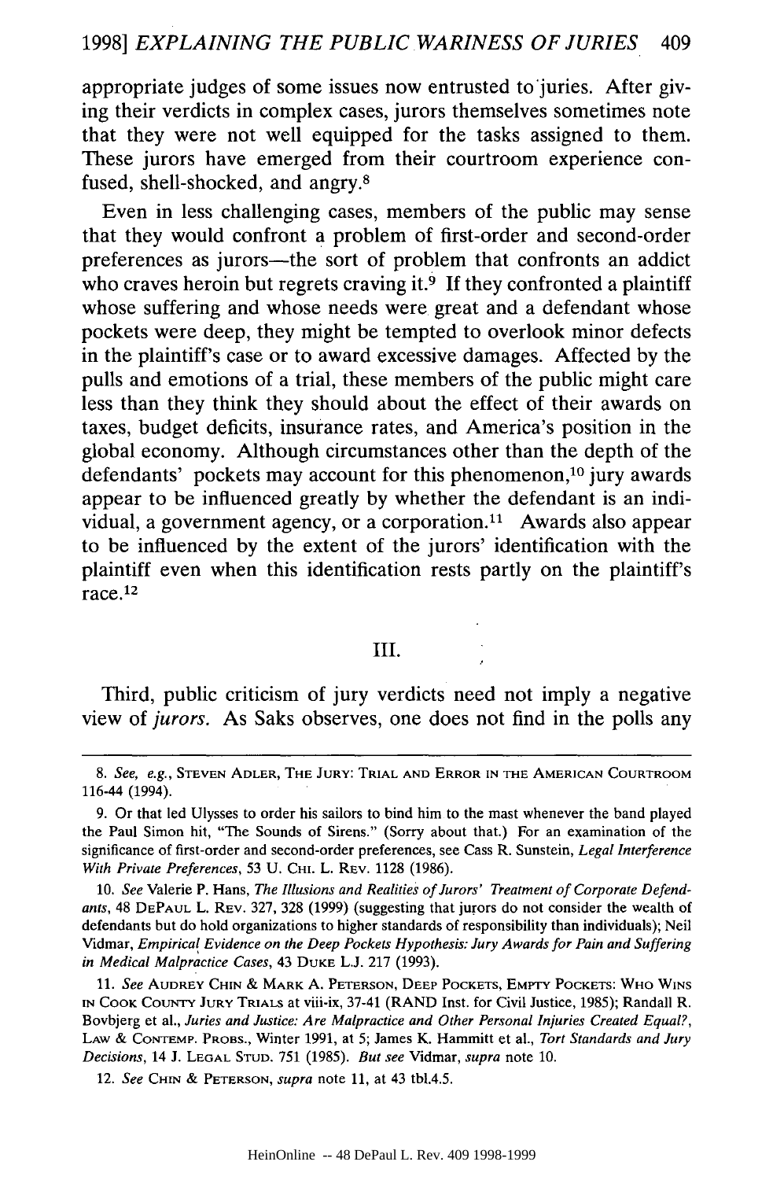appropriate judges of some issues now entrusted to juries. After giving their verdicts in complex cases, jurors themselves sometimes note that they were not well equipped for the tasks assigned to them. These jurors have emerged from their courtroom experience confused, shell-shocked, and angry.[8]

Even in less challenging cases, members of the public may sense that they would confront a problem of first-order and second-order preferences as jurors—the sort of problem that confronts an addict who craves heroin but regrets craving it.[9] If they confronted a plaintiff whose suffering and whose needs were great and a defendant whose pockets were deep, they might be tempted to overlook minor defects in the plaintiff's case or to award excessive damages. Affected by the pulls and emotions of a trial, these members of the public might care less than they think they should about the effect of their awards on taxes, budget deficits, insurance rates, and America's position in the global economy. Although circumstances other than the depth of the defendants' pockets may account for this phenomenon,[10] jury awards appear to be influenced greatly by whether the defendant is an individual, a government agency, or a corporation.[11] Awards also appear to be influenced by the extent of the jurors' identification with the plaintiff even when this identification rests partly on the plaintiff's race.[12]

## III.

Third, public criticism of jury verdicts need not imply a negative view of *jurors*. As Saks observes, one does not find in the polls any

---

8. *See, e.g.*, STEVEN ADLER, THE JURY: TRIAL AND ERROR IN THE AMERICAN COURTROOM 116-44 (1994).

9. Or that led Ulysses to order his sailors to bind him to the mast whenever the band played the Paul Simon hit, "The Sounds of Sirens." (Sorry about that.) For an examination of the significance of first-order and second-order preferences, see Cass R. Sunstein, *Legal Interference With Private Preferences*, 53 U. CHI. L. REV. 1128 (1986).

10. *See* Valerie P. Hans, *The Illusions and Realities of Jurors' Treatment of Corporate Defendants*, 48 DEPAUL L. REV. 327, 328 (1999) (suggesting that jurors do not consider the wealth of defendants but do hold organizations to higher standards of responsibility than individuals); Neil Vidmar, *Empirical Evidence on the Deep Pockets Hypothesis: Jury Awards for Pain and Suffering in Medical Malpractice Cases*, 43 DUKE L.J. 217 (1993).

11. *See* AUDREY CHIN & MARK A. PETERSON, DEEP POCKETS, EMPTY POCKETS: WHO WINS IN COOK COUNTY JURY TRIALS at viii-ix, 37-41 (RAND Inst. for Civil Justice, 1985); Randall R. Bovbjerg et al., *Juries and Justice: Are Malpractice and Other Personal Injuries Created Equal?*, LAW & CONTEMP. PROBS., Winter 1991, at 5; James K. Hammitt et al., *Tort Standards and Jury Decisions*, 14 J. LEGAL STUD. 751 (1985). *But see* Vidmar, *supra* note 10.

12. *See* CHIN & PETERSON, *supra* note 11, at 43 tbl.4.5.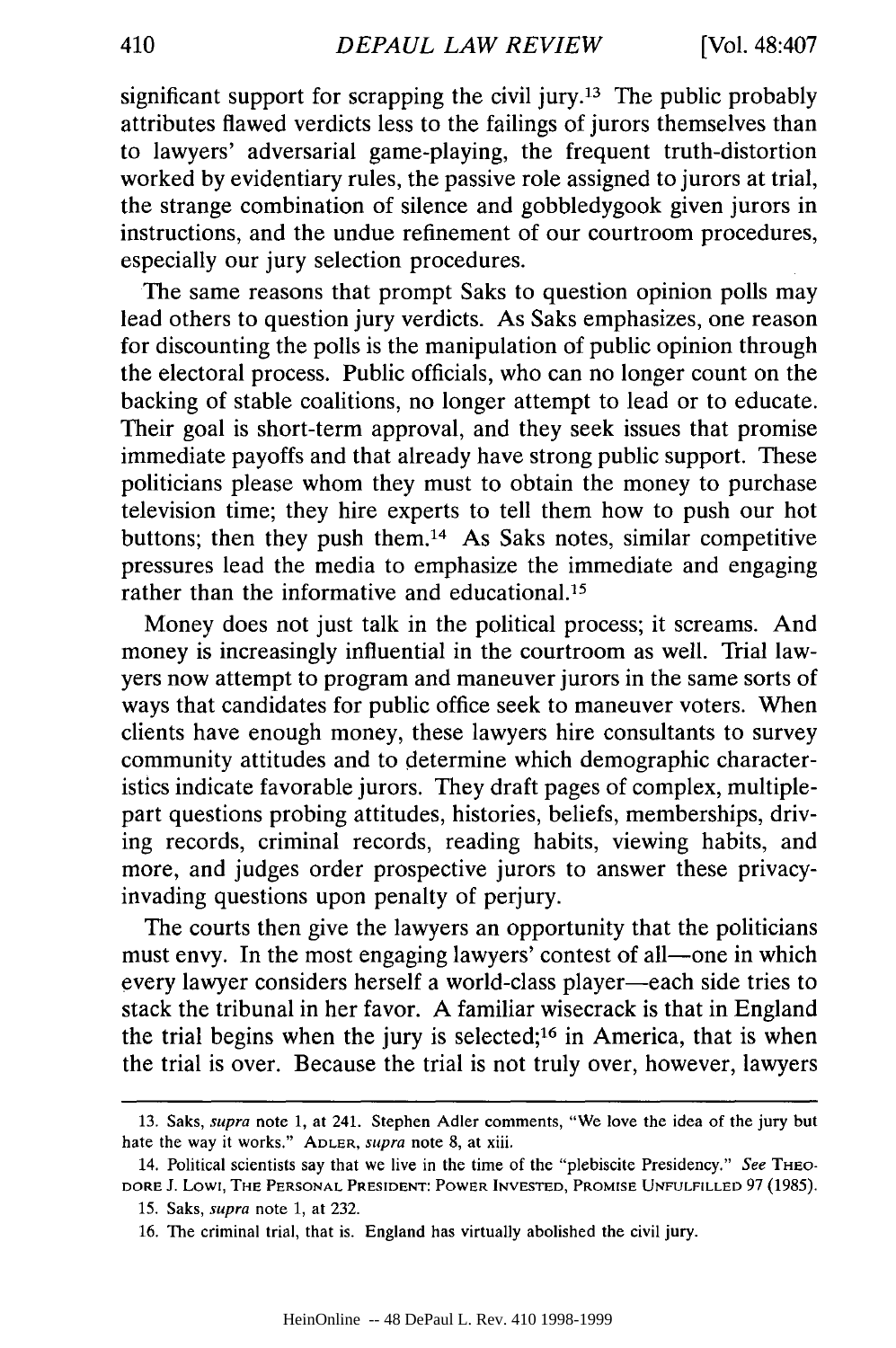significant support for scrapping the civil jury.[13] The public probably attributes flawed verdicts less to the failings of jurors themselves than to lawyers' adversarial game-playing, the frequent truth-distortion worked by evidentiary rules, the passive role assigned to jurors at trial, the strange combination of silence and gobbledygook given jurors in instructions, and the undue refinement of our courtroom procedures, especially our jury selection procedures.

The same reasons that prompt Saks to question opinion polls may lead others to question jury verdicts. As Saks emphasizes, one reason for discounting the polls is the manipulation of public opinion through the electoral process. Public officials, who can no longer count on the backing of stable coalitions, no longer attempt to lead or to educate. Their goal is short-term approval, and they seek issues that promise immediate payoffs and that already have strong public support. These politicians please whom they must to obtain the money to purchase television time; they hire experts to tell them how to push our hot buttons; then they push them.[14] As Saks notes, similar competitive pressures lead the media to emphasize the immediate and engaging rather than the informative and educational.[15]

Money does not just talk in the political process; it screams. And money is increasingly influential in the courtroom as well. Trial lawyers now attempt to program and maneuver jurors in the same sorts of ways that candidates for public office seek to maneuver voters. When clients have enough money, these lawyers hire consultants to survey community attitudes and to determine which demographic characteristics indicate favorable jurors. They draft pages of complex, multiple-part questions probing attitudes, histories, beliefs, memberships, driving records, criminal records, reading habits, viewing habits, and more, and judges order prospective jurors to answer these privacy-invading questions upon penalty of perjury.

The courts then give the lawyers an opportunity that the politicians must envy. In the most engaging lawyers' contest of all—one in which every lawyer considers herself a world-class player—each side tries to stack the tribunal in her favor. A familiar wisecrack is that in England the trial begins when the jury is selected;[16] in America, that is when the trial is over. Because the trial is not truly over, however, lawyers

---

13. Saks, *supra* note 1, at 241. Stephen Adler comments, "We love the idea of the jury but hate the way it works." ADLER, *supra* note 8, at xiii.

14. Political scientists say that we live in the time of the "plebiscite Presidency." *See* THEODORE J. LOWI, THE PERSONAL PRESIDENT: POWER INVESTED, PROMISE UNFULFILLED 97 (1985).

15. Saks, *supra* note 1, at 232.

16. The criminal trial, that is. England has virtually abolished the civil jury.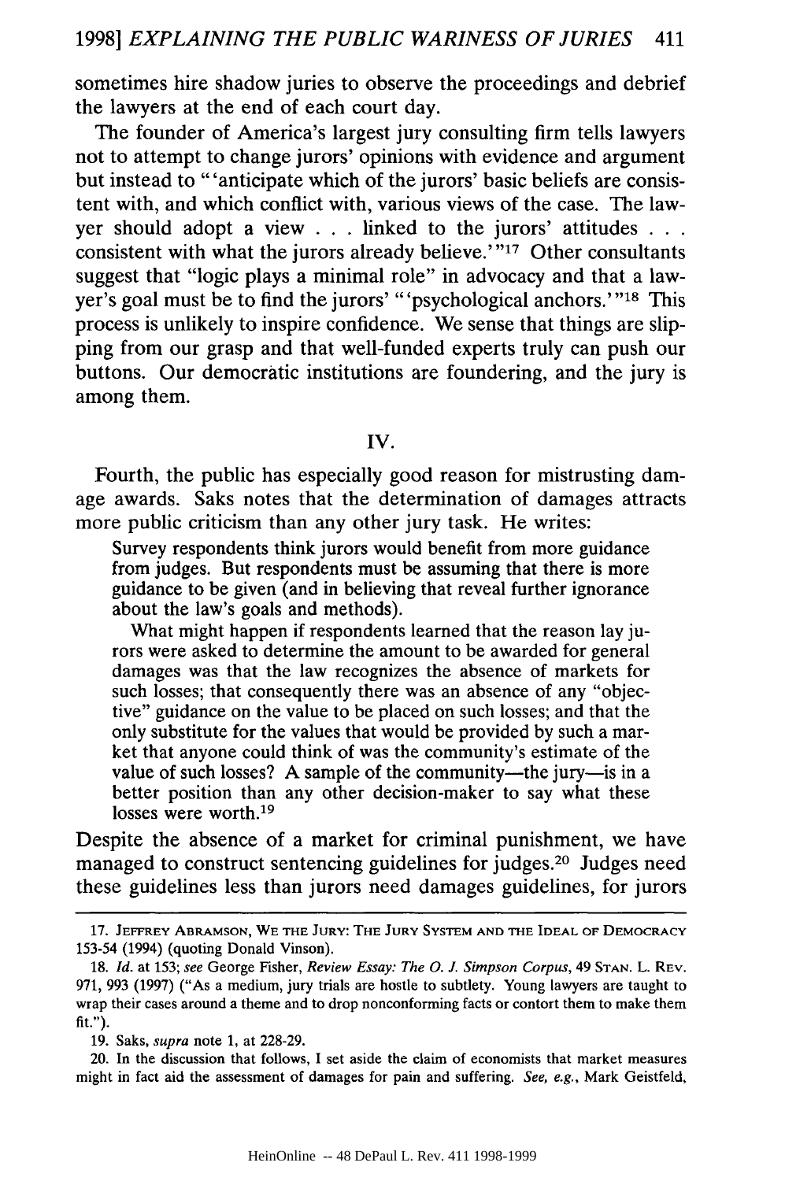sometimes hire shadow juries to observe the proceedings and debrief the lawyers at the end of each court day.

The founder of America's largest jury consulting firm tells lawyers not to attempt to change jurors' opinions with evidence and argument but instead to "'anticipate which of the jurors' basic beliefs are consistent with, and which conflict with, various views of the case. The lawyer should adopt a view . . . linked to the jurors' attitudes . . . consistent with what the jurors already believe.'"[17] Other consultants suggest that "logic plays a minimal role" in advocacy and that a lawyer's goal must be to find the jurors' "'psychological anchors.'"[18] This process is unlikely to inspire confidence. We sense that things are slipping from our grasp and that well-funded experts truly can push our buttons. Our democratic institutions are foundering, and the jury is among them.

## IV.

Fourth, the public has especially good reason for mistrusting damage awards. Saks notes that the determination of damages attracts more public criticism than any other jury task. He writes:

> Survey respondents think jurors would benefit from more guidance from judges. But respondents must be assuming that there is more guidance to be given (and in believing that reveal further ignorance about the law's goals and methods).
>
> What might happen if respondents learned that the reason lay jurors were asked to determine the amount to be awarded for general damages was that the law recognizes the absence of markets for such losses; that consequently there was an absence of any "objective" guidance on the value to be placed on such losses; and that the only substitute for the values that would be provided by such a market that anyone could think of was the community's estimate of the value of such losses? A sample of the community—the jury—is in a better position than any other decision-maker to say what these losses were worth.[19]

Despite the absence of a market for criminal punishment, we have managed to construct sentencing guidelines for judges.[20] Judges need these guidelines less than jurors need damages guidelines, for jurors

---

17. Jeffrey Abramson, We the Jury: The Jury System and the Ideal of Democracy 153-54 (1994) (quoting Donald Vinson).

18. *Id.* at 153; *see* George Fisher, *Review Essay: The O. J. Simpson Corpus*, 49 Stan. L. Rev. 971, 993 (1997) ("As a medium, jury trials are hostle to subtlety. Young lawyers are taught to wrap their cases around a theme and to drop nonconforming facts or contort them to make them fit.").

19. Saks, *supra* note 1, at 228-29.

20. In the discussion that follows, I set aside the claim of economists that market measures might in fact aid the assessment of damages for pain and suffering. *See, e.g.*, Mark Geistfeld,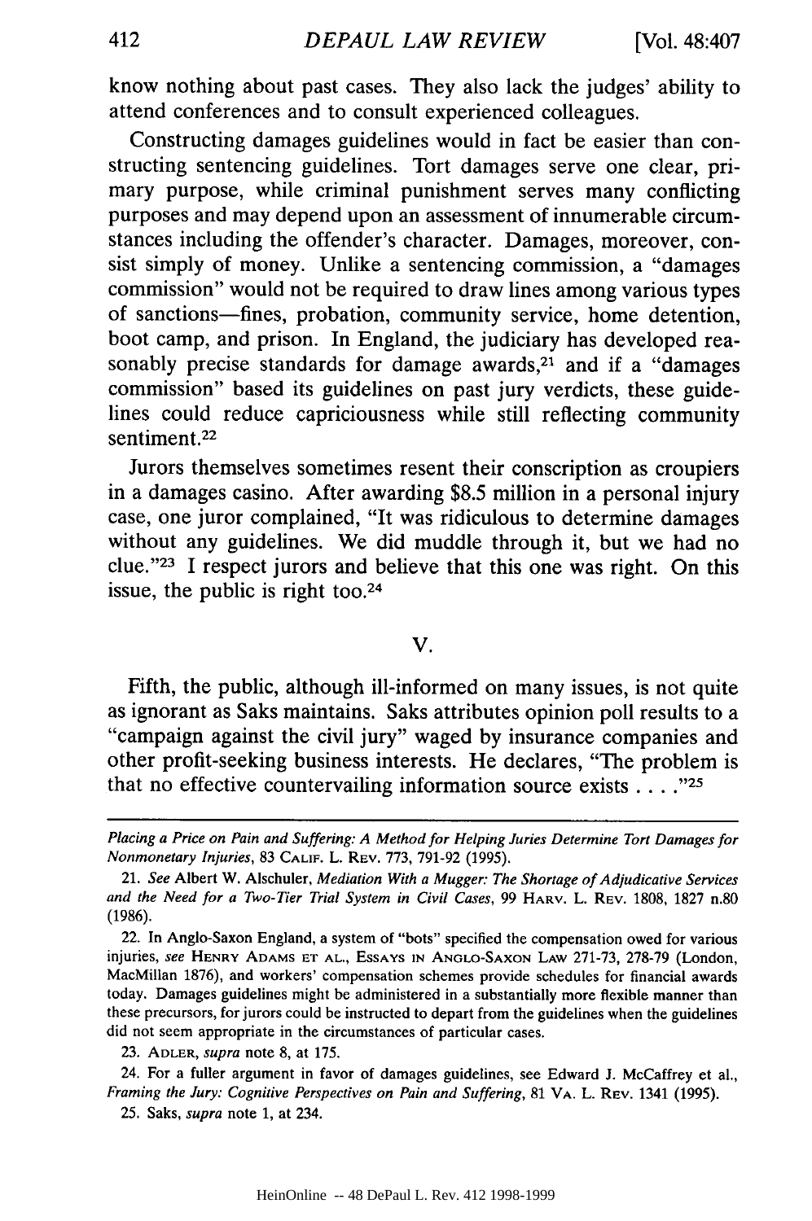know nothing about past cases. They also lack the judges' ability to attend conferences and to consult experienced colleagues.

Constructing damages guidelines would in fact be easier than constructing sentencing guidelines. Tort damages serve one clear, primary purpose, while criminal punishment serves many conflicting purposes and may depend upon an assessment of innumerable circumstances including the offender's character. Damages, moreover, consist simply of money. Unlike a sentencing commission, a "damages commission" would not be required to draw lines among various types of sanctions—fines, probation, community service, home detention, boot camp, and prison. In England, the judiciary has developed reasonably precise standards for damage awards,[21] and if a "damages commission" based its guidelines on past jury verdicts, these guidelines could reduce capriciousness while still reflecting community sentiment.[22]

Jurors themselves sometimes resent their conscription as croupiers in a damages casino. After awarding $8.5 million in a personal injury case, one juror complained, "It was ridiculous to determine damages without any guidelines. We did muddle through it, but we had no clue."[23] I respect jurors and believe that this one was right. On this issue, the public is right too.[24]

## V.

Fifth, the public, although ill-informed on many issues, is not quite as ignorant as Saks maintains. Saks attributes opinion poll results to a "campaign against the civil jury" waged by insurance companies and other profit-seeking business interests. He declares, "The problem is that no effective countervailing information source exists . . . ."[25]

---

*Placing a Price on Pain and Suffering: A Method for Helping Juries Determine Tort Damages for Nonmonetary Injuries*, 83 CALIF. L. REV. 773, 791-92 (1995).

21. *See* Albert W. Alschuler, *Mediation With a Mugger: The Shortage of Adjudicative Services and the Need for a Two-Tier Trial System in Civil Cases*, 99 HARV. L. REV. 1808, 1827 n.80 (1986).

22. In Anglo-Saxon England, a system of "bots" specified the compensation owed for various injuries, *see* HENRY ADAMS ET AL., ESSAYS IN ANGLO-SAXON LAW 271-73, 278-79 (London, MacMillan 1876), and workers' compensation schemes provide schedules for financial awards today. Damages guidelines might be administered in a substantially more flexible manner than these precursors, for jurors could be instructed to depart from the guidelines when the guidelines did not seem appropriate in the circumstances of particular cases.

23. ADLER, *supra* note 8, at 175.

24. For a fuller argument in favor of damages guidelines, see Edward J. McCaffrey et al., *Framing the Jury: Cognitive Perspectives on Pain and Suffering*, 81 VA. L. REV. 1341 (1995).

25. Saks, *supra* note 1, at 234.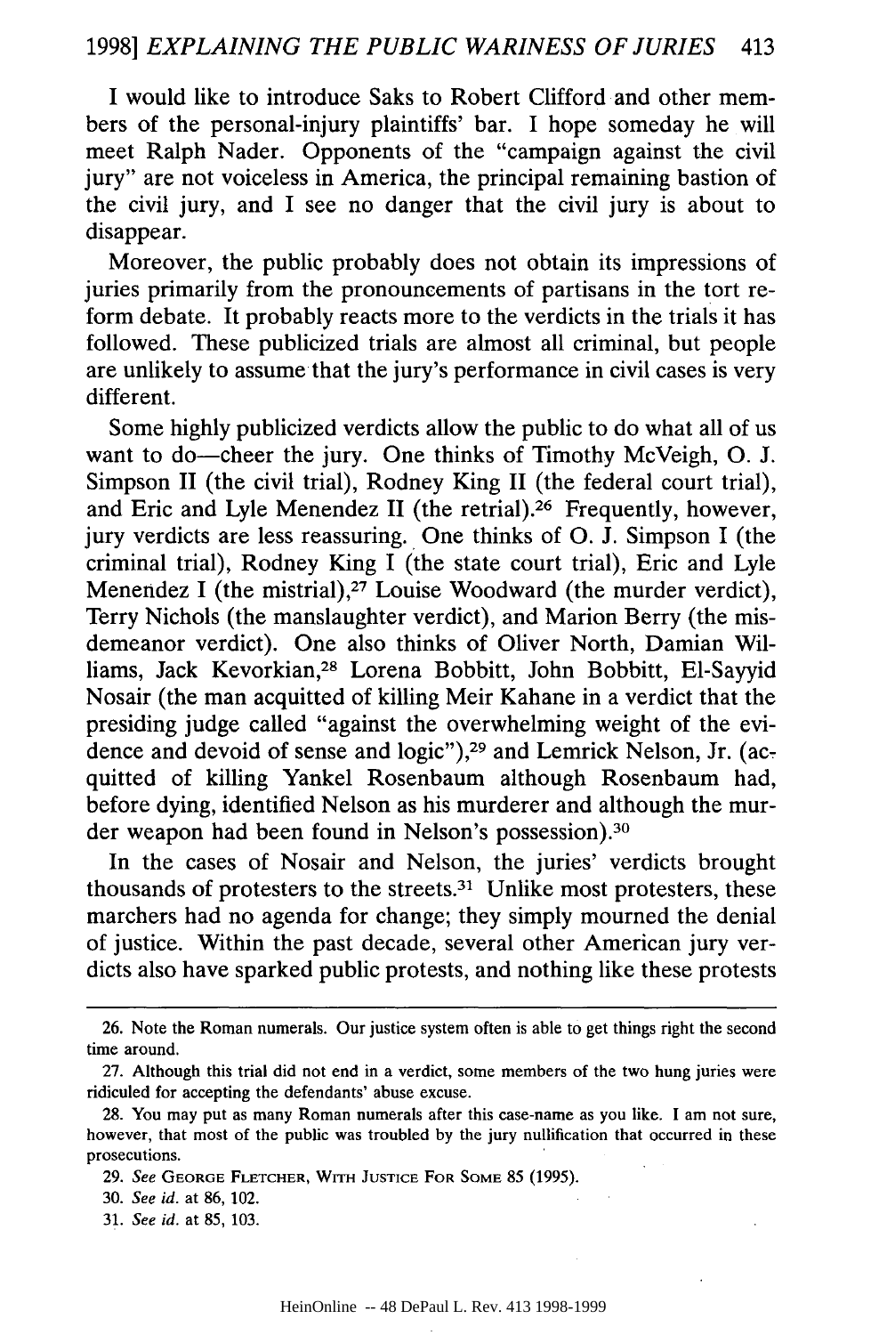I would like to introduce Saks to Robert Clifford and other members of the personal-injury plaintiffs' bar. I hope someday he will meet Ralph Nader. Opponents of the "campaign against the civil jury" are not voiceless in America, the principal remaining bastion of the civil jury, and I see no danger that the civil jury is about to disappear.

Moreover, the public probably does not obtain its impressions of juries primarily from the pronouncements of partisans in the tort reform debate. It probably reacts more to the verdicts in the trials it has followed. These publicized trials are almost all criminal, but people are unlikely to assume that the jury's performance in civil cases is very different.

Some highly publicized verdicts allow the public to do what all of us want to do—cheer the jury. One thinks of Timothy McVeigh, O. J. Simpson II (the civil trial), Rodney King II (the federal court trial), and Eric and Lyle Menendez II (the retrial).[26] Frequently, however, jury verdicts are less reassuring. One thinks of O. J. Simpson I (the criminal trial), Rodney King I (the state court trial), Eric and Lyle Menendez I (the mistrial),[27] Louise Woodward (the murder verdict), Terry Nichols (the manslaughter verdict), and Marion Berry (the misdemeanor verdict). One also thinks of Oliver North, Damian Williams, Jack Kevorkian,[28] Lorena Bobbitt, John Bobbitt, El-Sayyid Nosair (the man acquitted of killing Meir Kahane in a verdict that the presiding judge called "against the overwhelming weight of the evidence and devoid of sense and logic"),[29] and Lemrick Nelson, Jr. (acquitted of killing Yankel Rosenbaum although Rosenbaum had, before dying, identified Nelson as his murderer and although the murder weapon had been found in Nelson's possession).[30]

In the cases of Nosair and Nelson, the juries' verdicts brought thousands of protesters to the streets.[31] Unlike most protesters, these marchers had no agenda for change; they simply mourned the denial of justice. Within the past decade, several other American jury verdicts also have sparked public protests, and nothing like these protests

---

26. Note the Roman numerals. Our justice system often is able to get things right the second time around.

27. Although this trial did not end in a verdict, some members of the two hung juries were ridiculed for accepting the defendants' abuse excuse.

28. You may put as many Roman numerals after this case-name as you like. I am not sure, however, that most of the public was troubled by the jury nullification that occurred in these prosecutions.

29. *See* GEORGE FLETCHER, WITH JUSTICE FOR SOME 85 (1995).

30. *See id.* at 86, 102.

31. *See id.* at 85, 103.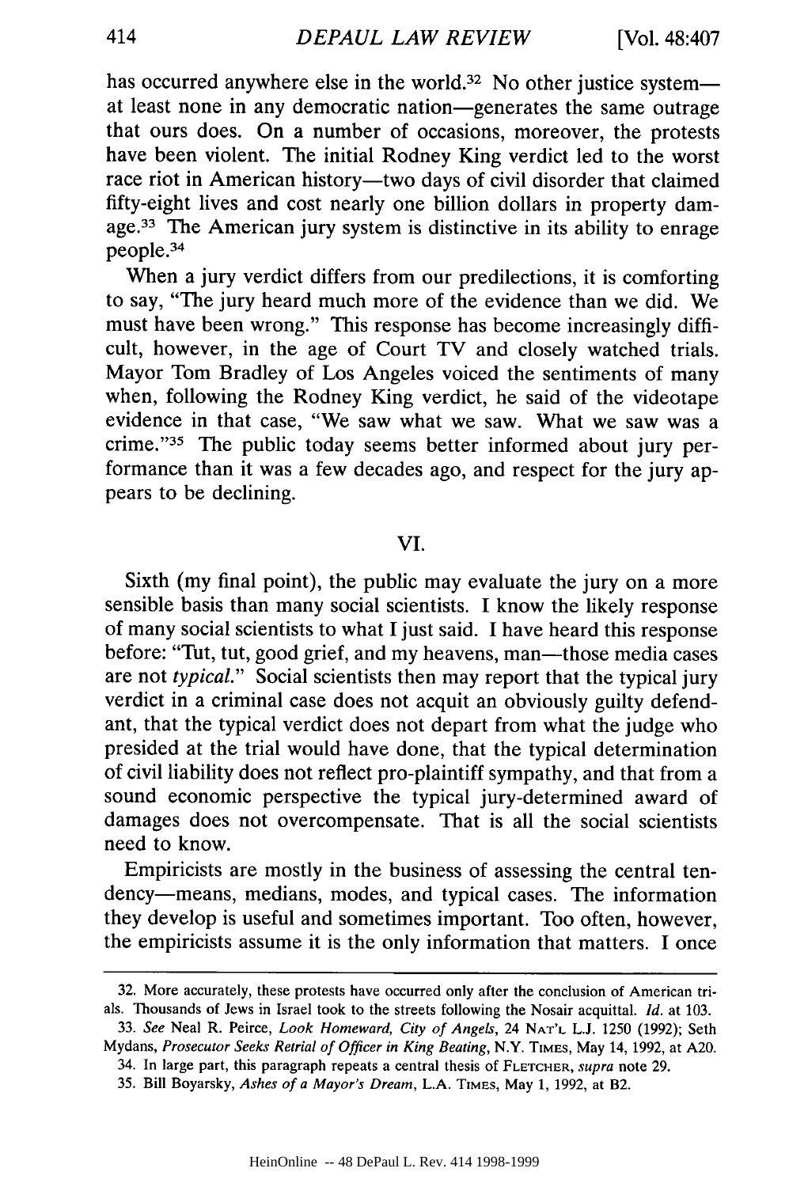has occurred anywhere else in the world.[32] No other justice system—at least none in any democratic nation—generates the same outrage that ours does. On a number of occasions, moreover, the protests have been violent. The initial Rodney King verdict led to the worst race riot in American history—two days of civil disorder that claimed fifty-eight lives and cost nearly one billion dollars in property damage.[33] The American jury system is distinctive in its ability to enrage people.[34]

When a jury verdict differs from our predilections, it is comforting to say, "The jury heard much more of the evidence than we did. We must have been wrong." This response has become increasingly difficult, however, in the age of Court TV and closely watched trials. Mayor Tom Bradley of Los Angeles voiced the sentiments of many when, following the Rodney King verdict, he said of the videotape evidence in that case, "We saw what we saw. What we saw was a crime."[35] The public today seems better informed about jury performance than it was a few decades ago, and respect for the jury appears to be declining.

## VI.

Sixth (my final point), the public may evaluate the jury on a more sensible basis than many social scientists. I know the likely response of many social scientists to what I just said. I have heard this response before: "Tut, tut, good grief, and my heavens, man—those media cases are not *typical*." Social scientists then may report that the typical jury verdict in a criminal case does not acquit an obviously guilty defendant, that the typical verdict does not depart from what the judge who presided at the trial would have done, that the typical determination of civil liability does not reflect pro-plaintiff sympathy, and that from a sound economic perspective the typical jury-determined award of damages does not overcompensate. That is all the social scientists need to know.

Empiricists are mostly in the business of assessing the central tendency—means, medians, modes, and typical cases. The information they develop is useful and sometimes important. Too often, however, the empiricists assume it is the only information that matters. I once

---

32. More accurately, these protests have occurred only after the conclusion of American trials. Thousands of Jews in Israel took to the streets following the Nosair acquittal. *Id.* at 103.

33. *See* Neal R. Peirce, *Look Homeward, City of Angels*, 24 NAT'L L.J. 1250 (1992); Seth Mydans, *Prosecutor Seeks Retrial of Officer in King Beating*, N.Y. TIMES, May 14, 1992, at A20.

34. In large part, this paragraph repeats a central thesis of FLETCHER, *supra* note 29.

35. Bill Boyarsky, *Ashes of a Mayor's Dream*, L.A. TIMES, May 1, 1992, at B2.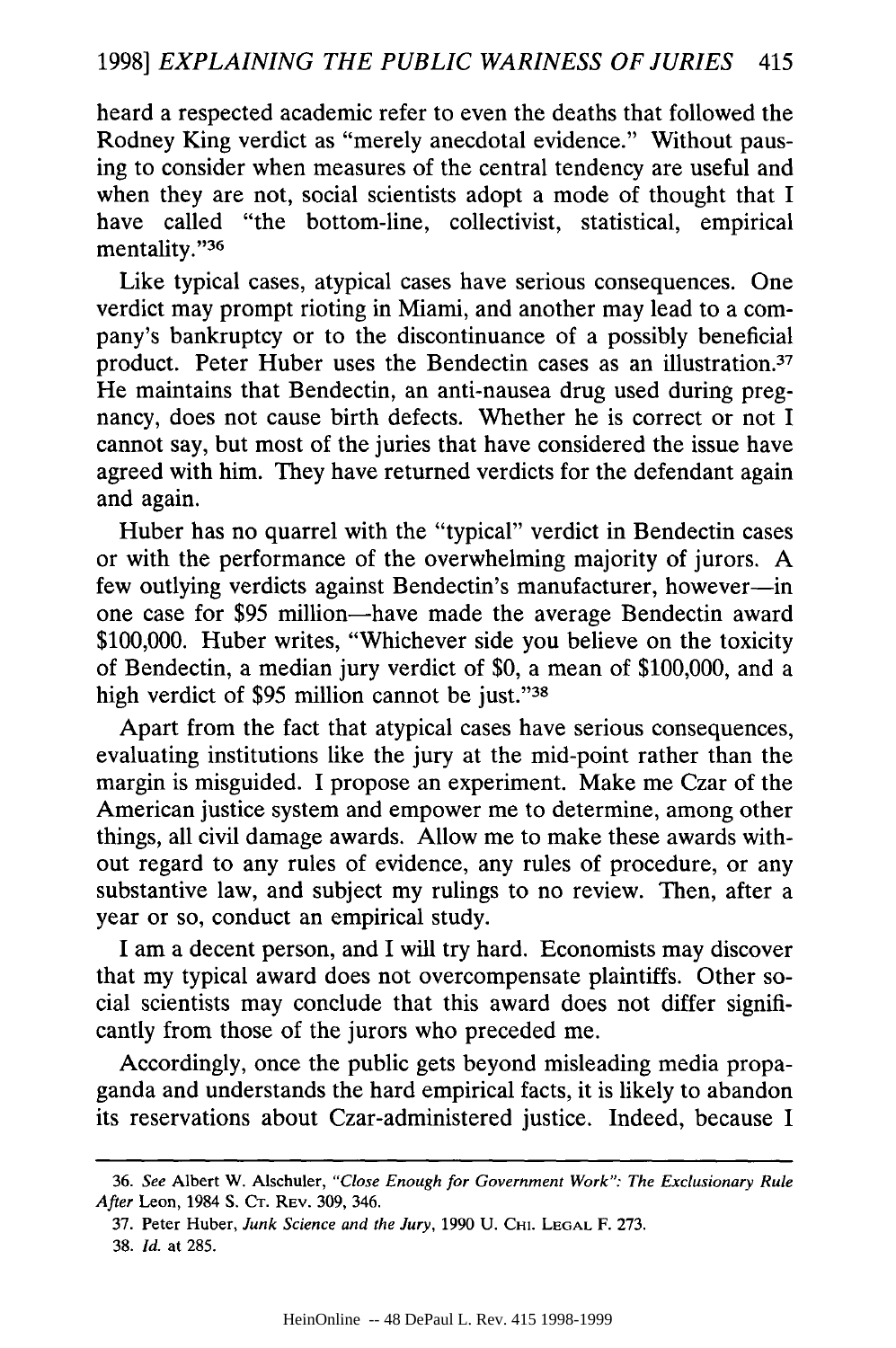heard a respected academic refer to even the deaths that followed the Rodney King verdict as "merely anecdotal evidence." Without pausing to consider when measures of the central tendency are useful and when they are not, social scientists adopt a mode of thought that I have called "the bottom-line, collectivist, statistical, empirical mentality."[36]

Like typical cases, atypical cases have serious consequences. One verdict may prompt rioting in Miami, and another may lead to a company's bankruptcy or to the discontinuance of a possibly beneficial product. Peter Huber uses the Bendectin cases as an illustration.[37] He maintains that Bendectin, an anti-nausea drug used during pregnancy, does not cause birth defects. Whether he is correct or not I cannot say, but most of the juries that have considered the issue have agreed with him. They have returned verdicts for the defendant again and again.

Huber has no quarrel with the "typical" verdict in Bendectin cases or with the performance of the overwhelming majority of jurors. A few outlying verdicts against Bendectin's manufacturer, however—in one case for \$95 million—have made the average Bendectin award \$100,000. Huber writes, "Whichever side you believe on the toxicity of Bendectin, a median jury verdict of \$0, a mean of \$100,000, and a high verdict of \$95 million cannot be just."[38]

Apart from the fact that atypical cases have serious consequences, evaluating institutions like the jury at the mid-point rather than the margin is misguided. I propose an experiment. Make me Czar of the American justice system and empower me to determine, among other things, all civil damage awards. Allow me to make these awards without regard to any rules of evidence, any rules of procedure, or any substantive law, and subject my rulings to no review. Then, after a year or so, conduct an empirical study.

I am a decent person, and I will try hard. Economists may discover that my typical award does not overcompensate plaintiffs. Other social scientists may conclude that this award does not differ significantly from those of the jurors who preceded me.

Accordingly, once the public gets beyond misleading media propaganda and understands the hard empirical facts, it is likely to abandon its reservations about Czar-administered justice. Indeed, because I

---

36. *See* Albert W. Alschuler, *"Close Enough for Government Work": The Exclusionary Rule After* Leon, 1984 S. CT. REV. 309, 346.

37. Peter Huber, *Junk Science and the Jury*, 1990 U. CHI. LEGAL F. 273.

38. *Id.* at 285.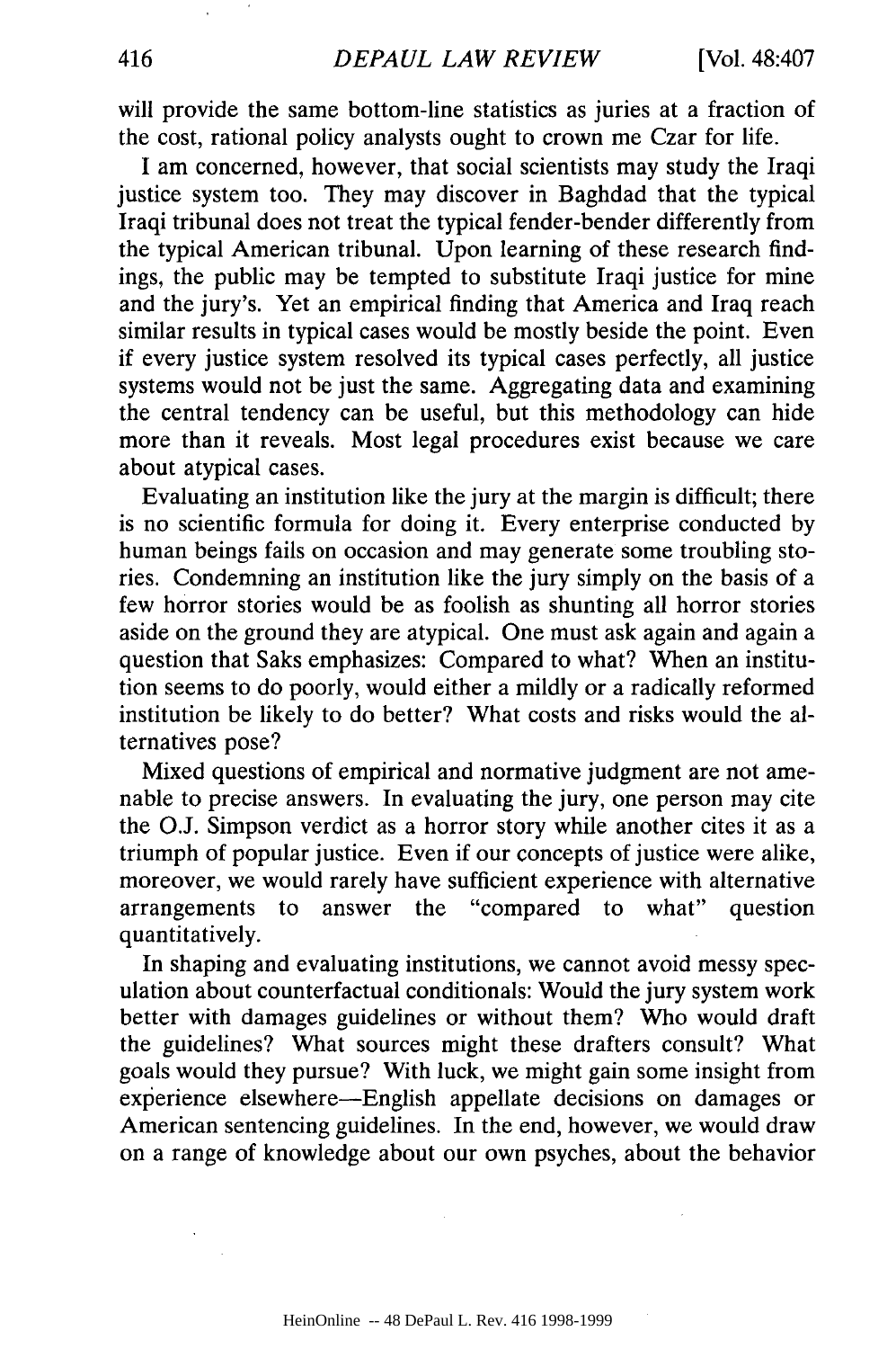will provide the same bottom-line statistics as juries at a fraction of the cost, rational policy analysts ought to crown me Czar for life.

I am concerned, however, that social scientists may study the Iraqi justice system too. They may discover in Baghdad that the typical Iraqi tribunal does not treat the typical fender-bender differently from the typical American tribunal. Upon learning of these research findings, the public may be tempted to substitute Iraqi justice for mine and the jury's. Yet an empirical finding that America and Iraq reach similar results in typical cases would be mostly beside the point. Even if every justice system resolved its typical cases perfectly, all justice systems would not be just the same. Aggregating data and examining the central tendency can be useful, but this methodology can hide more than it reveals. Most legal procedures exist because we care about atypical cases.

Evaluating an institution like the jury at the margin is difficult; there is no scientific formula for doing it. Every enterprise conducted by human beings fails on occasion and may generate some troubling stories. Condemning an institution like the jury simply on the basis of a few horror stories would be as foolish as shunting all horror stories aside on the ground they are atypical. One must ask again and again a question that Saks emphasizes: Compared to what? When an institution seems to do poorly, would either a mildly or a radically reformed institution be likely to do better? What costs and risks would the alternatives pose?

Mixed questions of empirical and normative judgment are not amenable to precise answers. In evaluating the jury, one person may cite the O.J. Simpson verdict as a horror story while another cites it as a triumph of popular justice. Even if our concepts of justice were alike, moreover, we would rarely have sufficient experience with alternative arrangements to answer the "compared to what" question quantitatively.

In shaping and evaluating institutions, we cannot avoid messy speculation about counterfactual conditionals: Would the jury system work better with damages guidelines or without them? Who would draft the guidelines? What sources might these drafters consult? What goals would they pursue? With luck, we might gain some insight from experience elsewhere—English appellate decisions on damages or American sentencing guidelines. In the end, however, we would draw on a range of knowledge about our own psyches, about the behavior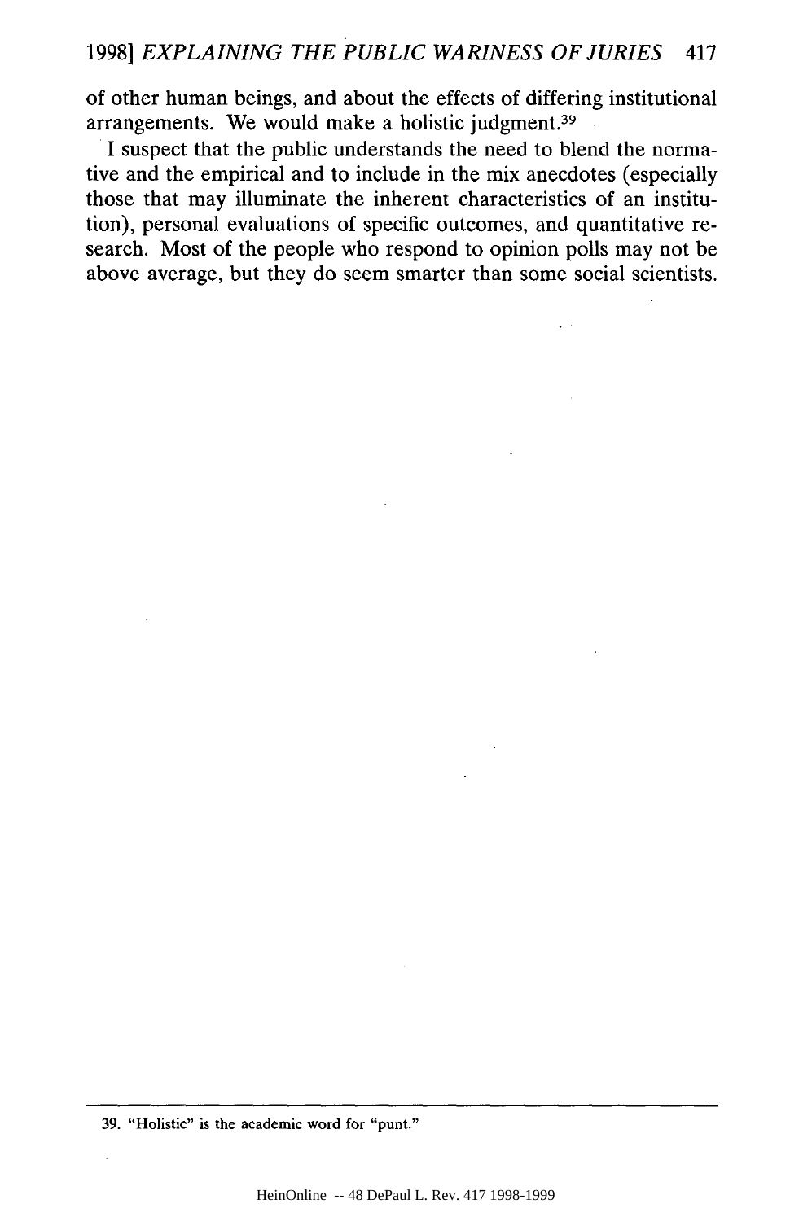of other human beings, and about the effects of differing institutional arrangements. We would make a holistic judgment.[39]

I suspect that the public understands the need to blend the normative and the empirical and to include in the mix anecdotes (especially those that may illuminate the inherent characteristics of an institution), personal evaluations of specific outcomes, and quantitative research. Most of the people who respond to opinion polls may not be above average, but they do seem smarter than some social scientists.

---

39. "Holistic" is the academic word for "punt."